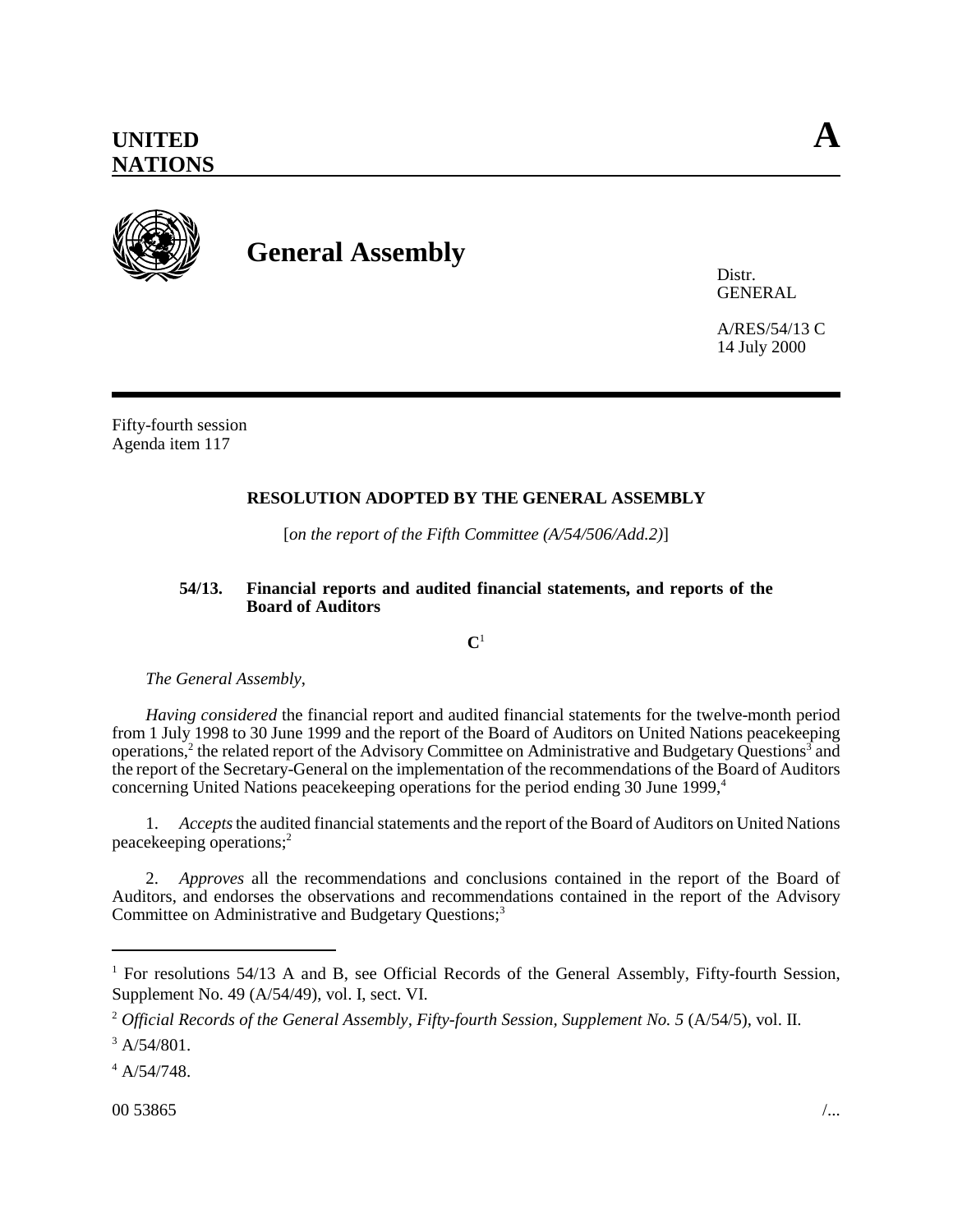**UNITED NATIONS** **A**

# General Assembly

Distr.
GENERAL

A/RES/54/13 C
14 July 2000

Fifty-fourth session
Agenda item 117

## RESOLUTION ADOPTED BY THE GENERAL ASSEMBLY

[*on the report of the Fifth Committee (A/54/506/Add.2)*]

### 54/13. Financial reports and audited financial statements, and reports of the Board of Auditors

**C**[1]

*The General Assembly*,

*Having considered* the financial report and audited financial statements for the twelve-month period from 1 July 1998 to 30 June 1999 and the report of the Board of Auditors on United Nations peacekeeping operations,[2] the related report of the Advisory Committee on Administrative and Budgetary Questions[3] and the report of the Secretary-General on the implementation of the recommendations of the Board of Auditors concerning United Nations peacekeeping operations for the period ending 30 June 1999,[4]

1. *Accepts* the audited financial statements and the report of the Board of Auditors on United Nations peacekeeping operations;[2]

2. *Approves* all the recommendations and conclusions contained in the report of the Board of Auditors, and endorses the observations and recommendations contained in the report of the Advisory Committee on Administrative and Budgetary Questions;[3]

---

[1] For resolutions 54/13 A and B, see Official Records of the General Assembly, Fifty-fourth Session, Supplement No. 49 (A/54/49), vol. I, sect. VI.

[2] *Official Records of the General Assembly, Fifty-fourth Session, Supplement No. 5* (A/54/5), vol. II.

[3] A/54/801.

[4] A/54/748.

00 53865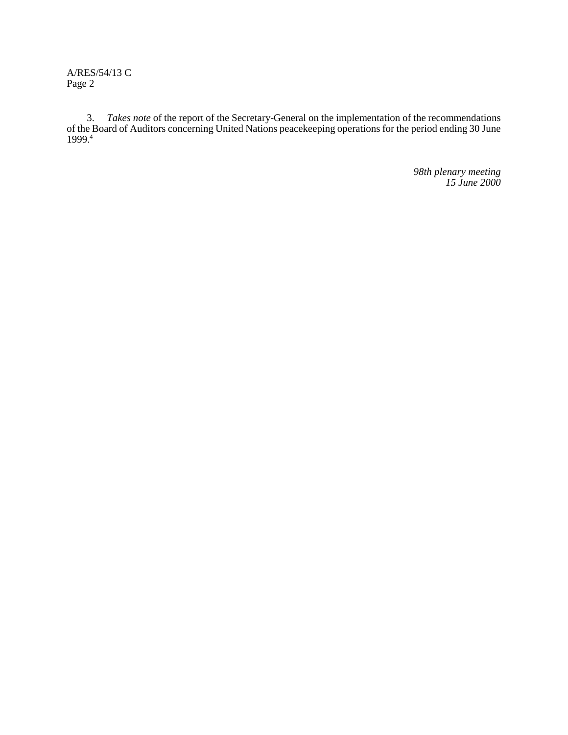3. *Takes note* of the report of the Secretary-General on the implementation of the recommendations of the Board of Auditors concerning United Nations peacekeeping operations for the period ending 30 June 1999.[4]

*98th plenary meeting*
*15 June 2000*